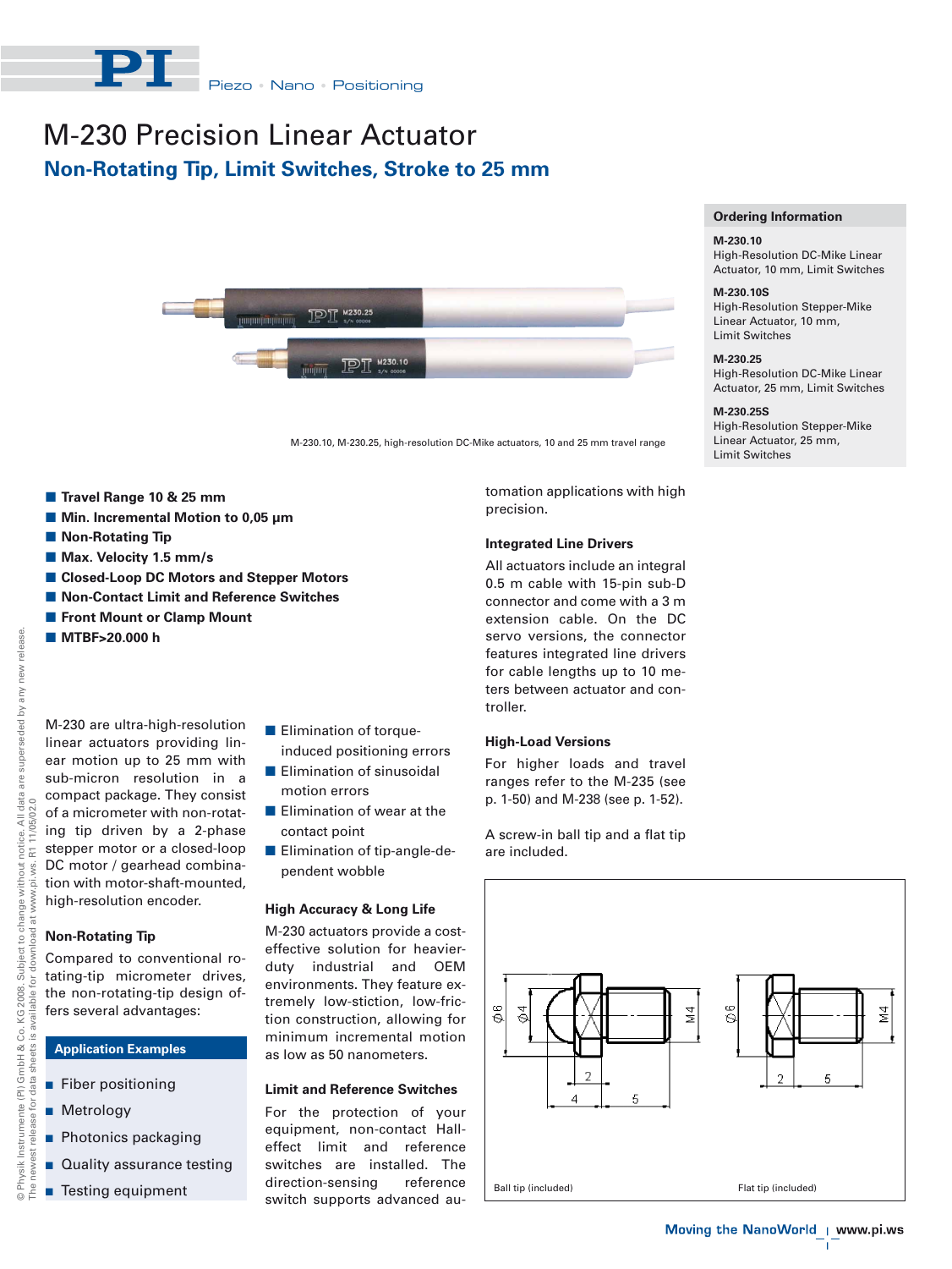# M-230 Precision Linear Actuator

## Non-Rotating Tip, Limit Switches, Stroke to 25 mm

M-230.10, M-230.25, high-resolution DC-Mike actuators, 10 and 25 mm travel range

### Ordering Information

**M-230.10**
High-Resolution DC-Mike Linear Actuator, 10 mm, Limit Switches

**M-230.10S**
High-Resolution Stepper-Mike Linear Actuator, 10 mm, Limit Switches

**M-230.25**
High-Resolution DC-Mike Linear Actuator, 25 mm, Limit Switches

**M-230.25S**
High-Resolution Stepper-Mike Linear Actuator, 25 mm, Limit Switches

- **Travel Range 10 & 25 mm**
- **Min. Incremental Motion to 0,05 µm**
- **Non-Rotating Tip**
- **Max. Velocity 1.5 mm/s**
- **Closed-Loop DC Motors and Stepper Motors**
- **Non-Contact Limit and Reference Switches**
- **Front Mount or Clamp Mount**
- **MTBF>20.000 h**

M-230 are ultra-high-resolution linear actuators providing linear motion up to 25 mm with sub-micron resolution in a compact package. They consist of a micrometer with non-rotating tip driven by a 2-phase stepper motor or a closed-loop DC motor / gearhead combination with motor-shaft-mounted, high-resolution encoder.

### Non-Rotating Tip

Compared to conventional rotating-tip micrometer drives, the non-rotating-tip design offers several advantages:

- Elimination of torque-induced positioning errors
- Elimination of sinusoidal motion errors
- Elimination of wear at the contact point
- Elimination of tip-angle-dependent wobble

### Application Examples

- Fiber positioning
- Metrology
- Photonics packaging
- Quality assurance testing
- Testing equipment

### High Accuracy & Long Life

M-230 actuators provide a cost-effective solution for heavier-duty industrial and OEM environments. They feature extremely low-stiction, low-friction construction, allowing for minimum incremental motion as low as 50 nanometers.

### Limit and Reference Switches

For the protection of your equipment, non-contact Hall-effect limit and reference switches are installed. The direction-sensing reference switch supports advanced automation applications with high precision.

### Integrated Line Drivers

All actuators include an integral 0.5 m cable with 15-pin sub-D connector and come with a 3 m extension cable. On the DC servo versions, the connector features integrated line drivers for cable lengths up to 10 meters between actuator and controller.

### High-Load Versions

For higher loads and travel ranges refer to the M-235 (see p. 1-50) and M-238 (see p. 1-52).

A screw-in ball tip and a flat tip are included.

Ball tip (included)

Flat tip (included)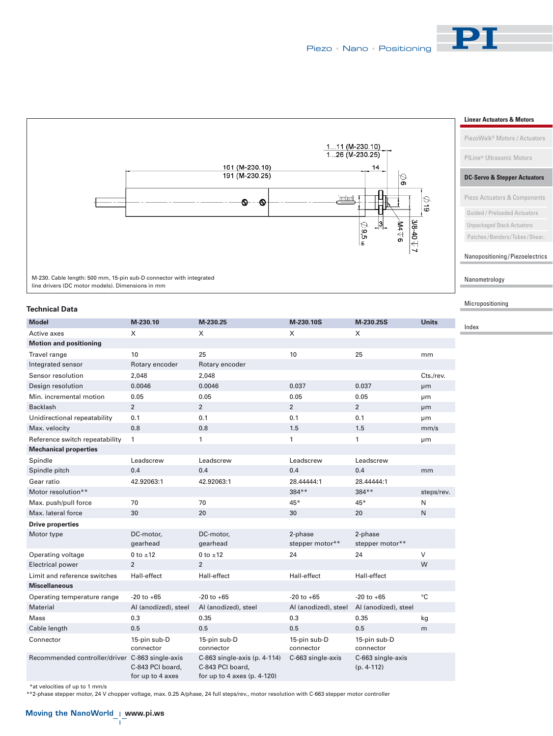1...11 (M-230.10)
1...26 (M-230.25)
161 (M-230.10)
191 (M-230.25)
14
Ø 6
Ø 19
Ø 9,5 h6
3
M4 ⊽ 6
3/8-40 ⊽ 7

M-230. Cable length: 500 mm, 15-pin sub-D connector with integrated line drivers (DC motor models). Dimensions in mm

### Technical Data

| Model | M-230.10 | M-230.25 | M-230.10S | M-230.25S | Units |
|---|---|---|---|---|---|
| Active axes | X | X | X | X | |
| **Motion and positioning** | | | | | |
| Travel range | 10 | 25 | 10 | 25 | mm |
| Integrated sensor | Rotary encoder | Rotary encoder | | | |
| Sensor resolution | 2,048 | 2,048 | | | Cts./rev. |
| Design resolution | 0.0046 | 0.0046 | 0.037 | 0.037 | µm |
| Min. incremental motion | 0.05 | 0.05 | 0.05 | 0.05 | µm |
| Backlash | 2 | 2 | 2 | 2 | µm |
| Unidirectional repeatability | 0.1 | 0.1 | 0.1 | 0.1 | µm |
| Max. velocity | 0.8 | 0.8 | 1.5 | 1.5 | mm/s |
| Reference switch repeatability | 1 | 1 | 1 | 1 | µm |
| **Mechanical properties** | | | | | |
| Spindle | Leadscrew | Leadscrew | Leadscrew | Leadscrew | |
| Spindle pitch | 0.4 | 0.4 | 0.4 | 0.4 | mm |
| Gear ratio | 42.92063:1 | 42.92063:1 | 28.44444:1 | 28.44444:1 | |
| Motor resolution** | | | 384** | 384** | steps/rev. |
| Max. push/pull force | 70 | 70 | 45* | 45* | N |
| Max. lateral force | 30 | 20 | 30 | 20 | N |
| **Drive properties** | | | | | |
| Motor type | DC-motor, gearhead | DC-motor, gearhead | 2-phase stepper motor** | 2-phase stepper motor** | |
| Operating voltage | 0 to ±12 | 0 to ±12 | 24 | 24 | V |
| Electrical power | 2 | 2 | | | W |
| Limit and reference switches | Hall-effect | Hall-effect | Hall-effect | Hall-effect | |
| **Miscellaneous** | | | | | |
| Operating temperature range | -20 to +65 | -20 to +65 | -20 to +65 | -20 to +65 | °C |
| Material | Al (anodized), steel | Al (anodized), steel | Al (anodized), steel | Al (anodized), steel | |
| Mass | 0.3 | 0.35 | 0.3 | 0.35 | kg |
| Cable length | 0.5 | 0.5 | 0.5 | 0.5 | m |
| Connector | 15-pin sub-D connector | 15-pin sub-D connector | 15-pin sub-D connector | 15-pin sub-D connector | |
| Recommended controller/driver | C-863 single-axis C-843 PCI board, for up to 4 axes | C-863 single-axis (p. 4-114) C-843 PCI board, for up to 4 axes (p. 4-120) | C-663 single-axis | C-663 single-axis (p. 4-112) | |

*at velocities of up to 1 mm/s
**2-phase stepper motor, 24 V chopper voltage, max. 0.25 A/phase, 24 full steps/rev., motor resolution with C-663 stepper motor controller